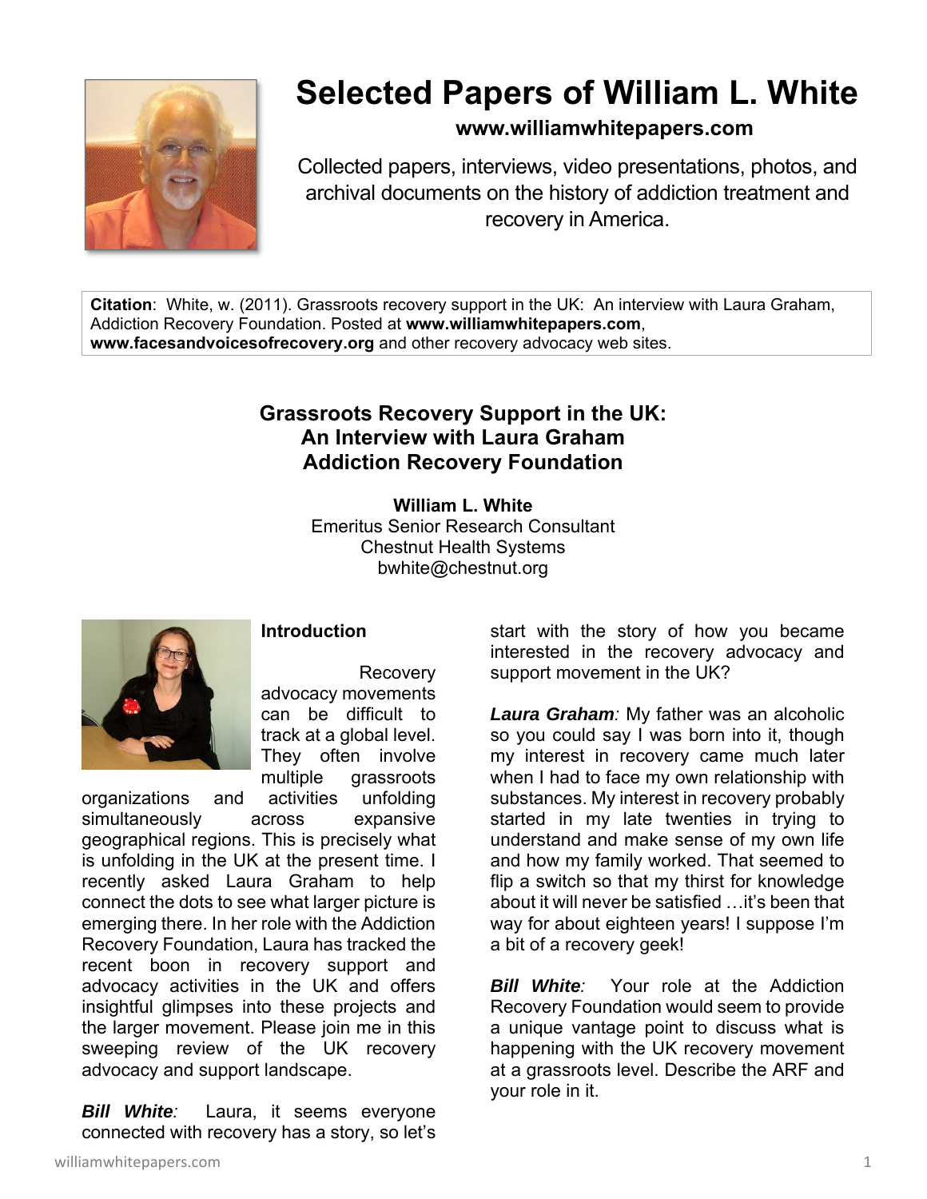# Selected Papers of William L. White

**www.williamwhitepapers.com**

Collected papers, interviews, video presentations, photos, and archival documents on the history of addiction treatment and recovery in America.

**Citation**: White, w. (2011). Grassroots recovery support in the UK: An interview with Laura Graham, Addiction Recovery Foundation. Posted at **www.williamwhitepapers.com**, **www.facesandvoicesofrecovery.org** and other recovery advocacy web sites.

## Grassroots Recovery Support in the UK: An Interview with Laura Graham Addiction Recovery Foundation

**William L. White**
Emeritus Senior Research Consultant
Chestnut Health Systems
bwhite@chestnut.org

### Introduction

Recovery advocacy movements can be difficult to track at a global level. They often involve multiple grassroots organizations and activities unfolding simultaneously across expansive geographical regions. This is precisely what is unfolding in the UK at the present time. I recently asked Laura Graham to help connect the dots to see what larger picture is emerging there. In her role with the Addiction Recovery Foundation, Laura has tracked the recent boon in recovery support and advocacy activities in the UK and offers insightful glimpses into these projects and the larger movement. Please join me in this sweeping review of the UK recovery advocacy and support landscape.

***Bill White****:* Laura, it seems everyone connected with recovery has a story, so let's start with the story of how you became interested in the recovery advocacy and support movement in the UK?

***Laura Graham****:* My father was an alcoholic so you could say I was born into it, though my interest in recovery came much later when I had to face my own relationship with substances. My interest in recovery probably started in my late twenties in trying to understand and make sense of my own life and how my family worked. That seemed to flip a switch so that my thirst for knowledge about it will never be satisfied …it's been that way for about eighteen years! I suppose I'm a bit of a recovery geek!

***Bill White****:* Your role at the Addiction Recovery Foundation would seem to provide a unique vantage point to discuss what is happening with the UK recovery movement at a grassroots level. Describe the ARF and your role in it.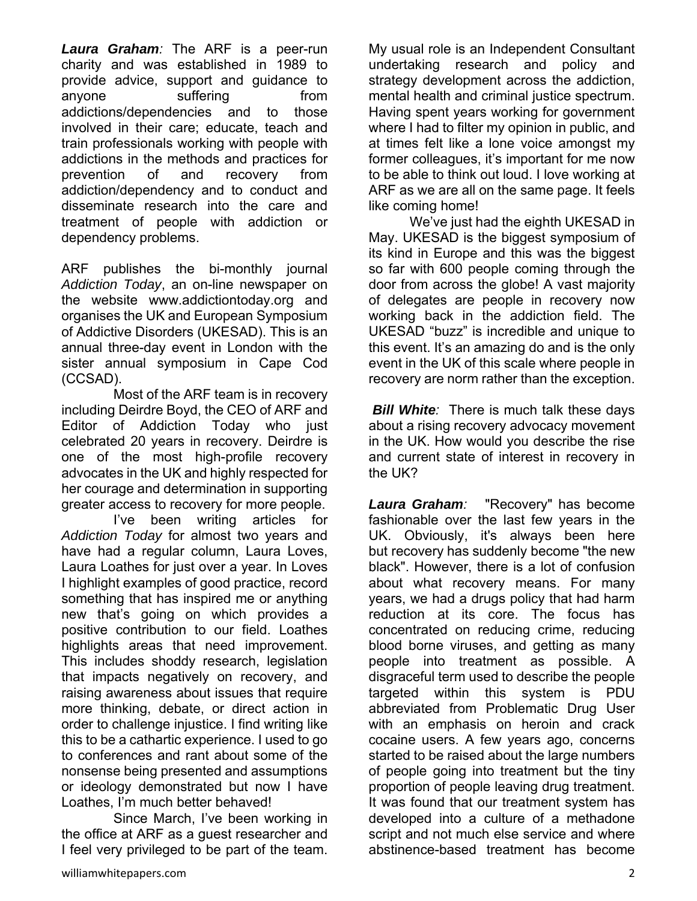***Laura Graham**:* The ARF is a peer-run charity and was established in 1989 to provide advice, support and guidance to anyone suffering from addictions/dependencies and to those involved in their care; educate, teach and train professionals working with people with addictions in the methods and practices for prevention of and recovery from addiction/dependency and to conduct and disseminate research into the care and treatment of people with addiction or dependency problems.

ARF publishes the bi-monthly journal *Addiction Today*, an on-line newspaper on the website www.addictiontoday.org and organises the UK and European Symposium of Addictive Disorders (UKESAD). This is an annual three-day event in London with the sister annual symposium in Cape Cod (CCSAD).

Most of the ARF team is in recovery including Deirdre Boyd, the CEO of ARF and Editor of Addiction Today who just celebrated 20 years in recovery. Deirdre is one of the most high-profile recovery advocates in the UK and highly respected for her courage and determination in supporting greater access to recovery for more people.

I've been writing articles for *Addiction Today* for almost two years and have had a regular column, Laura Loves, Laura Loathes for just over a year. In Loves I highlight examples of good practice, record something that has inspired me or anything new that's going on which provides a positive contribution to our field. Loathes highlights areas that need improvement. This includes shoddy research, legislation that impacts negatively on recovery, and raising awareness about issues that require more thinking, debate, or direct action in order to challenge injustice. I find writing like this to be a cathartic experience. I used to go to conferences and rant about some of the nonsense being presented and assumptions or ideology demonstrated but now I have Loathes, I'm much better behaved!

Since March, I've been working in the office at ARF as a guest researcher and I feel very privileged to be part of the team. My usual role is an Independent Consultant undertaking research and policy and strategy development across the addiction, mental health and criminal justice spectrum. Having spent years working for government where I had to filter my opinion in public, and at times felt like a lone voice amongst my former colleagues, it's important for me now to be able to think out loud. I love working at ARF as we are all on the same page. It feels like coming home!

We've just had the eighth UKESAD in May. UKESAD is the biggest symposium of its kind in Europe and this was the biggest so far with 600 people coming through the door from across the globe! A vast majority of delegates are people in recovery now working back in the addiction field. The UKESAD "buzz" is incredible and unique to this event. It's an amazing do and is the only event in the UK of this scale where people in recovery are norm rather than the exception.

***Bill White**:* There is much talk these days about a rising recovery advocacy movement in the UK. How would you describe the rise and current state of interest in recovery in the UK?

***Laura Graham**:* "Recovery" has become fashionable over the last few years in the UK. Obviously, it's always been here but recovery has suddenly become "the new black". However, there is a lot of confusion about what recovery means. For many years, we had a drugs policy that had harm reduction at its core. The focus has concentrated on reducing crime, reducing blood borne viruses, and getting as many people into treatment as possible. A disgraceful term used to describe the people targeted within this system is PDU abbreviated from Problematic Drug User with an emphasis on heroin and crack cocaine users. A few years ago, concerns started to be raised about the large numbers of people going into treatment but the tiny proportion of people leaving drug treatment. It was found that our treatment system has developed into a culture of a methadone script and not much else service and where abstinence-based treatment has become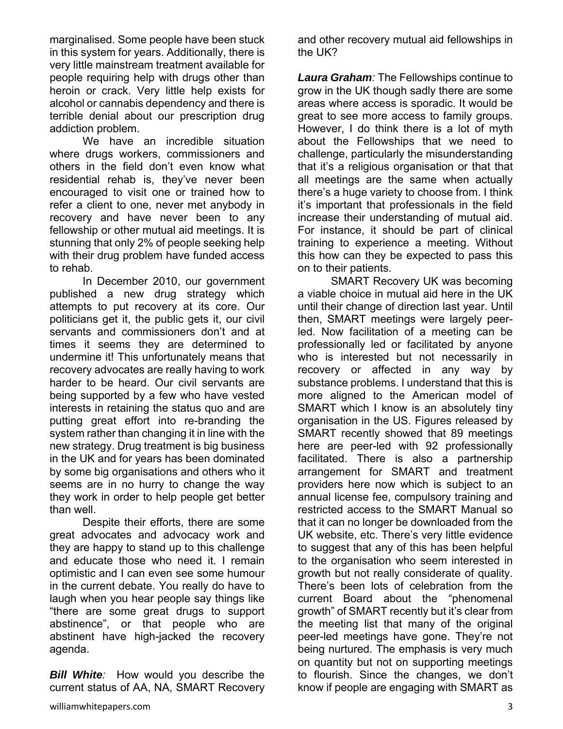marginalised. Some people have been stuck in this system for years. Additionally, there is very little mainstream treatment available for people requiring help with drugs other than heroin or crack. Very little help exists for alcohol or cannabis dependency and there is terrible denial about our prescription drug addiction problem.

We have an incredible situation where drugs workers, commissioners and others in the field don't even know what residential rehab is, they've never been encouraged to visit one or trained how to refer a client to one, never met anybody in recovery and have never been to any fellowship or other mutual aid meetings. It is stunning that only 2% of people seeking help with their drug problem have funded access to rehab.

In December 2010, our government published a new drug strategy which attempts to put recovery at its core. Our politicians get it, the public gets it, our civil servants and commissioners don't and at times it seems they are determined to undermine it! This unfortunately means that recovery advocates are really having to work harder to be heard. Our civil servants are being supported by a few who have vested interests in retaining the status quo and are putting great effort into re-branding the system rather than changing it in line with the new strategy. Drug treatment is big business in the UK and for years has been dominated by some big organisations and others who it seems are in no hurry to change the way they work in order to help people get better than well.

Despite their efforts, there are some great advocates and advocacy work and they are happy to stand up to this challenge and educate those who need it. I remain optimistic and I can even see some humour in the current debate. You really do have to laugh when you hear people say things like "there are some great drugs to support abstinence", or that people who are abstinent have high-jacked the recovery agenda.

***Bill White:*** How would you describe the current status of AA, NA, SMART Recovery and other recovery mutual aid fellowships in the UK?

***Laura Graham:*** The Fellowships continue to grow in the UK though sadly there are some areas where access is sporadic. It would be great to see more access to family groups. However, I do think there is a lot of myth about the Fellowships that we need to challenge, particularly the misunderstanding that it's a religious organisation or that that all meetings are the same when actually there's a huge variety to choose from. I think it's important that professionals in the field increase their understanding of mutual aid. For instance, it should be part of clinical training to experience a meeting. Without this how can they be expected to pass this on to their patients.

SMART Recovery UK was becoming a viable choice in mutual aid here in the UK until their change of direction last year. Until then, SMART meetings were largely peer-led. Now facilitation of a meeting can be professionally led or facilitated by anyone who is interested but not necessarily in recovery or affected in any way by substance problems. I understand that this is more aligned to the American model of SMART which I know is an absolutely tiny organisation in the US. Figures released by SMART recently showed that 89 meetings here are peer-led with 92 professionally facilitated. There is also a partnership arrangement for SMART and treatment providers here now which is subject to an annual license fee, compulsory training and restricted access to the SMART Manual so that it can no longer be downloaded from the UK website, etc. There's very little evidence to suggest that any of this has been helpful to the organisation who seem interested in growth but not really considerate of quality. There's been lots of celebration from the current Board about the "phenomenal growth" of SMART recently but it's clear from the meeting list that many of the original peer-led meetings have gone. They're not being nurtured. The emphasis is very much on quantity but not on supporting meetings to flourish. Since the changes, we don't know if people are engaging with SMART as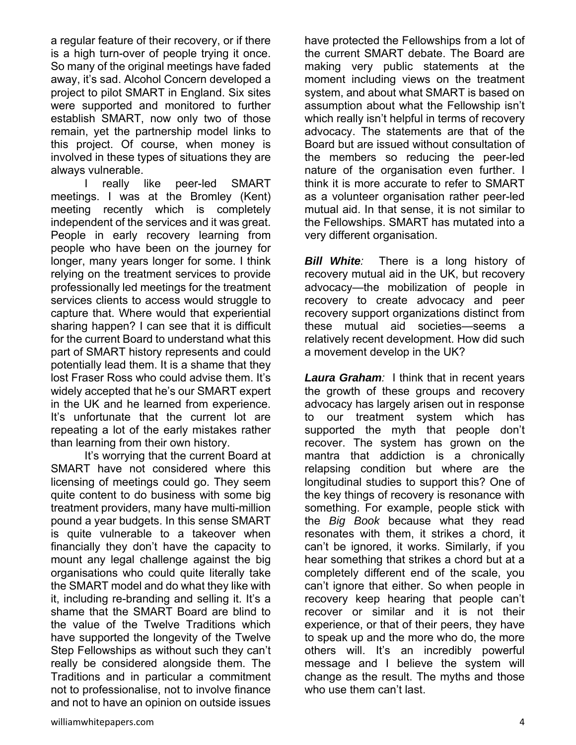a regular feature of their recovery, or if there is a high turn-over of people trying it once. So many of the original meetings have faded away, it's sad. Alcohol Concern developed a project to pilot SMART in England. Six sites were supported and monitored to further establish SMART, now only two of those remain, yet the partnership model links to this project. Of course, when money is involved in these types of situations they are always vulnerable.

I really like peer-led SMART meetings. I was at the Bromley (Kent) meeting recently which is completely independent of the services and it was great. People in early recovery learning from people who have been on the journey for longer, many years longer for some. I think relying on the treatment services to provide professionally led meetings for the treatment services clients to access would struggle to capture that. Where would that experiential sharing happen? I can see that it is difficult for the current Board to understand what this part of SMART history represents and could potentially lead them. It is a shame that they lost Fraser Ross who could advise them. It's widely accepted that he's our SMART expert in the UK and he learned from experience. It's unfortunate that the current lot are repeating a lot of the early mistakes rather than learning from their own history.

It's worrying that the current Board at SMART have not considered where this licensing of meetings could go. They seem quite content to do business with some big treatment providers, many have multi-million pound a year budgets. In this sense SMART is quite vulnerable to a takeover when financially they don't have the capacity to mount any legal challenge against the big organisations who could quite literally take the SMART model and do what they like with it, including re-branding and selling it. It's a shame that the SMART Board are blind to the value of the Twelve Traditions which have supported the longevity of the Twelve Step Fellowships as without such they can't really be considered alongside them. The Traditions and in particular a commitment not to professionalise, not to involve finance and not to have an opinion on outside issues have protected the Fellowships from a lot of the current SMART debate. The Board are making very public statements at the moment including views on the treatment system, and about what SMART is based on assumption about what the Fellowship isn't which really isn't helpful in terms of recovery advocacy. The statements are that of the Board but are issued without consultation of the members so reducing the peer-led nature of the organisation even further. I think it is more accurate to refer to SMART as a volunteer organisation rather peer-led mutual aid. In that sense, it is not similar to the Fellowships. SMART has mutated into a very different organisation.

***Bill White****:* There is a long history of recovery mutual aid in the UK, but recovery advocacy—the mobilization of people in recovery to create advocacy and peer recovery support organizations distinct from these mutual aid societies—seems a relatively recent development. How did such a movement develop in the UK?

***Laura Graham****:* I think that in recent years the growth of these groups and recovery advocacy has largely arisen out in response to our treatment system which has supported the myth that people don't recover. The system has grown on the mantra that addiction is a chronically relapsing condition but where are the longitudinal studies to support this? One of the key things of recovery is resonance with something. For example, people stick with the *Big Book* because what they read resonates with them, it strikes a chord, it can't be ignored, it works. Similarly, if you hear something that strikes a chord but at a completely different end of the scale, you can't ignore that either. So when people in recovery keep hearing that people can't recover or similar and it is not their experience, or that of their peers, they have to speak up and the more who do, the more others will. It's an incredibly powerful message and I believe the system will change as the result. The myths and those who use them can't last.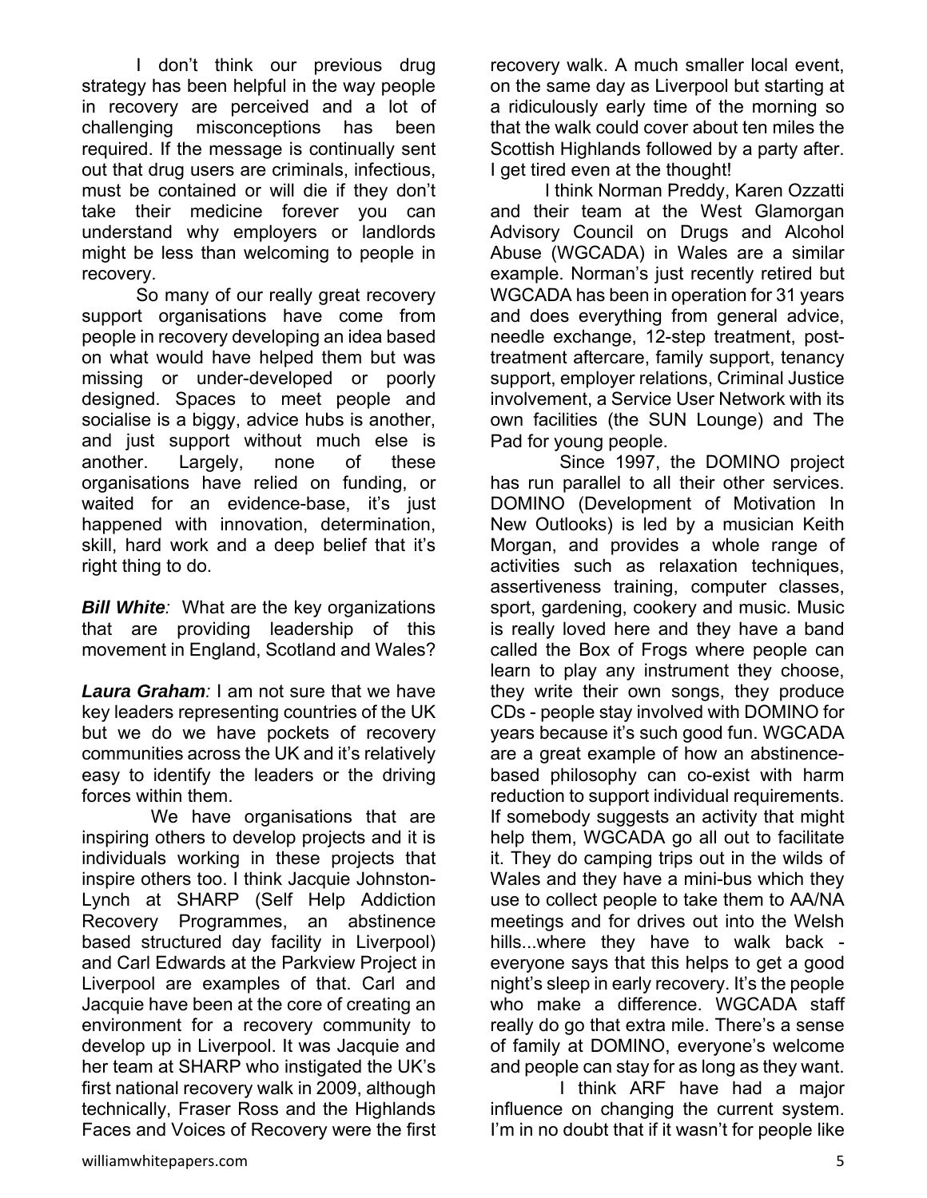I don't think our previous drug strategy has been helpful in the way people in recovery are perceived and a lot of challenging misconceptions has been required. If the message is continually sent out that drug users are criminals, infectious, must be contained or will die if they don't take their medicine forever you can understand why employers or landlords might be less than welcoming to people in recovery.

So many of our really great recovery support organisations have come from people in recovery developing an idea based on what would have helped them but was missing or under-developed or poorly designed. Spaces to meet people and socialise is a biggy, advice hubs is another, and just support without much else is another. Largely, none of these organisations have relied on funding, or waited for an evidence-base, it's just happened with innovation, determination, skill, hard work and a deep belief that it's right thing to do.

***Bill White**:* What are the key organizations that are providing leadership of this movement in England, Scotland and Wales?

***Laura Graham**:* I am not sure that we have key leaders representing countries of the UK but we do we have pockets of recovery communities across the UK and it's relatively easy to identify the leaders or the driving forces within them.

We have organisations that are inspiring others to develop projects and it is individuals working in these projects that inspire others too. I think Jacquie Johnston-Lynch at SHARP (Self Help Addiction Recovery Programmes, an abstinence based structured day facility in Liverpool) and Carl Edwards at the Parkview Project in Liverpool are examples of that. Carl and Jacquie have been at the core of creating an environment for a recovery community to develop up in Liverpool. It was Jacquie and her team at SHARP who instigated the UK's first national recovery walk in 2009, although technically, Fraser Ross and the Highlands Faces and Voices of Recovery were the first recovery walk. A much smaller local event, on the same day as Liverpool but starting at a ridiculously early time of the morning so that the walk could cover about ten miles the Scottish Highlands followed by a party after. I get tired even at the thought!

I think Norman Preddy, Karen Ozzatti and their team at the West Glamorgan Advisory Council on Drugs and Alcohol Abuse (WGCADA) in Wales are a similar example. Norman's just recently retired but WGCADA has been in operation for 31 years and does everything from general advice, needle exchange, 12-step treatment, post-treatment aftercare, family support, tenancy support, employer relations, Criminal Justice involvement, a Service User Network with its own facilities (the SUN Lounge) and The Pad for young people.

Since 1997, the DOMINO project has run parallel to all their other services. DOMINO (Development of Motivation In New Outlooks) is led by a musician Keith Morgan, and provides a whole range of activities such as relaxation techniques, assertiveness training, computer classes, sport, gardening, cookery and music. Music is really loved here and they have a band called the Box of Frogs where people can learn to play any instrument they choose, they write their own songs, they produce CDs - people stay involved with DOMINO for years because it's such good fun. WGCADA are a great example of how an abstinence-based philosophy can co-exist with harm reduction to support individual requirements. If somebody suggests an activity that might help them, WGCADA go all out to facilitate it. They do camping trips out in the wilds of Wales and they have a mini-bus which they use to collect people to take them to AA/NA meetings and for drives out into the Welsh hills...where they have to walk back - everyone says that this helps to get a good night's sleep in early recovery. It's the people who make a difference. WGCADA staff really do go that extra mile. There's a sense of family at DOMINO, everyone's welcome and people can stay for as long as they want.

I think ARF have had a major influence on changing the current system. I'm in no doubt that if it wasn't for people like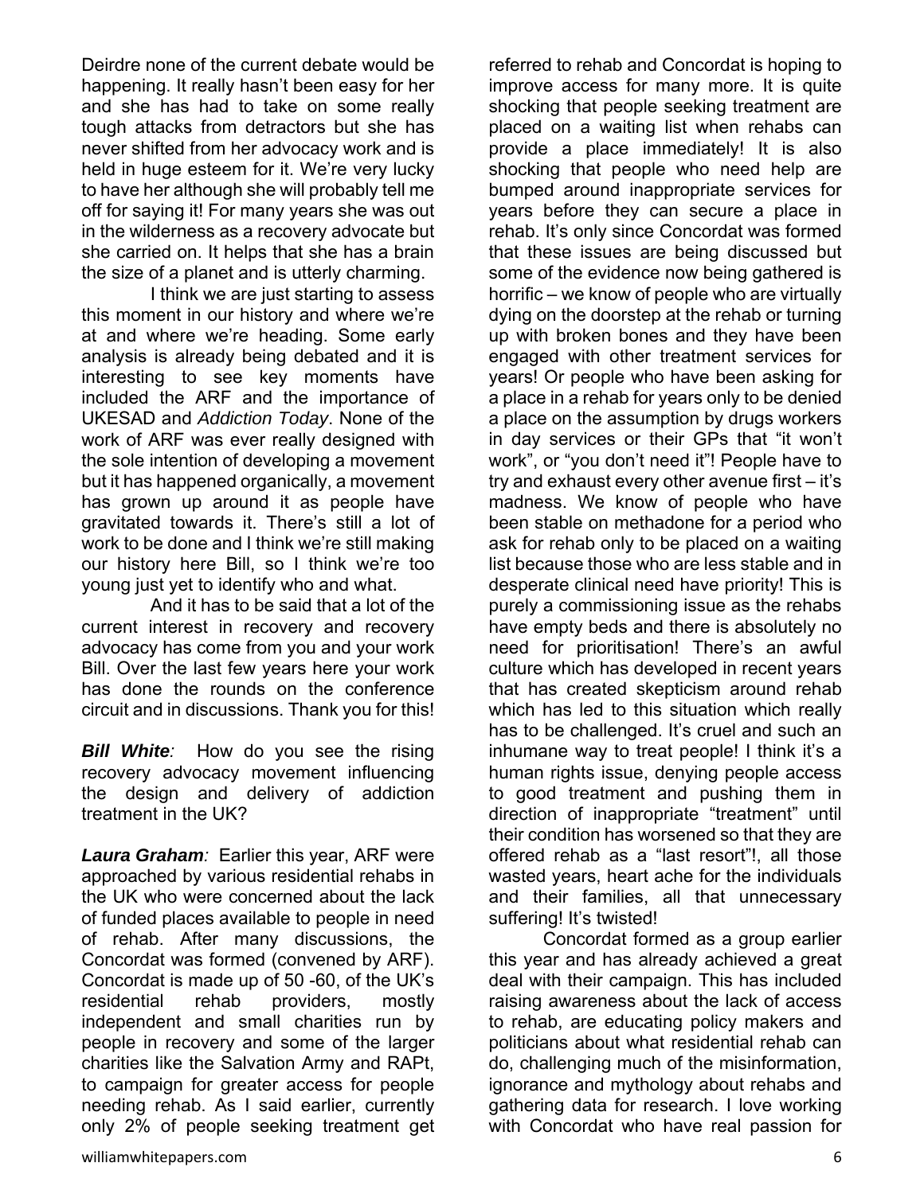Deirdre none of the current debate would be happening. It really hasn't been easy for her and she has had to take on some really tough attacks from detractors but she has never shifted from her advocacy work and is held in huge esteem for it. We're very lucky to have her although she will probably tell me off for saying it! For many years she was out in the wilderness as a recovery advocate but she carried on. It helps that she has a brain the size of a planet and is utterly charming.

I think we are just starting to assess this moment in our history and where we're at and where we're heading. Some early analysis is already being debated and it is interesting to see key moments have included the ARF and the importance of UKESAD and *Addiction Today*. None of the work of ARF was ever really designed with the sole intention of developing a movement but it has happened organically, a movement has grown up around it as people have gravitated towards it. There's still a lot of work to be done and I think we're still making our history here Bill, so I think we're too young just yet to identify who and what.

And it has to be said that a lot of the current interest in recovery and recovery advocacy has come from you and your work Bill. Over the last few years here your work has done the rounds on the conference circuit and in discussions. Thank you for this!

***Bill White**:* How do you see the rising recovery advocacy movement influencing the design and delivery of addiction treatment in the UK?

***Laura Graham**:* Earlier this year, ARF were approached by various residential rehabs in the UK who were concerned about the lack of funded places available to people in need of rehab. After many discussions, the Concordat was formed (convened by ARF). Concordat is made up of 50 -60, of the UK's residential rehab providers, mostly independent and small charities run by people in recovery and some of the larger charities like the Salvation Army and RAPt, to campaign for greater access for people needing rehab. As I said earlier, currently only 2% of people seeking treatment get referred to rehab and Concordat is hoping to improve access for many more. It is quite shocking that people seeking treatment are placed on a waiting list when rehabs can provide a place immediately! It is also shocking that people who need help are bumped around inappropriate services for years before they can secure a place in rehab. It's only since Concordat was formed that these issues are being discussed but some of the evidence now being gathered is horrific – we know of people who are virtually dying on the doorstep at the rehab or turning up with broken bones and they have been engaged with other treatment services for years! Or people who have been asking for a place in a rehab for years only to be denied a place on the assumption by drugs workers in day services or their GPs that "it won't work", or "you don't need it"! People have to try and exhaust every other avenue first – it's madness. We know of people who have been stable on methadone for a period who ask for rehab only to be placed on a waiting list because those who are less stable and in desperate clinical need have priority! This is purely a commissioning issue as the rehabs have empty beds and there is absolutely no need for prioritisation! There's an awful culture which has developed in recent years that has created skepticism around rehab which has led to this situation which really has to be challenged. It's cruel and such an inhumane way to treat people! I think it's a human rights issue, denying people access to good treatment and pushing them in direction of inappropriate "treatment" until their condition has worsened so that they are offered rehab as a "last resort"!, all those wasted years, heart ache for the individuals and their families, all that unnecessary suffering! It's twisted!

Concordat formed as a group earlier this year and has already achieved a great deal with their campaign. This has included raising awareness about the lack of access to rehab, are educating policy makers and politicians about what residential rehab can do, challenging much of the misinformation, ignorance and mythology about rehabs and gathering data for research. I love working with Concordat who have real passion for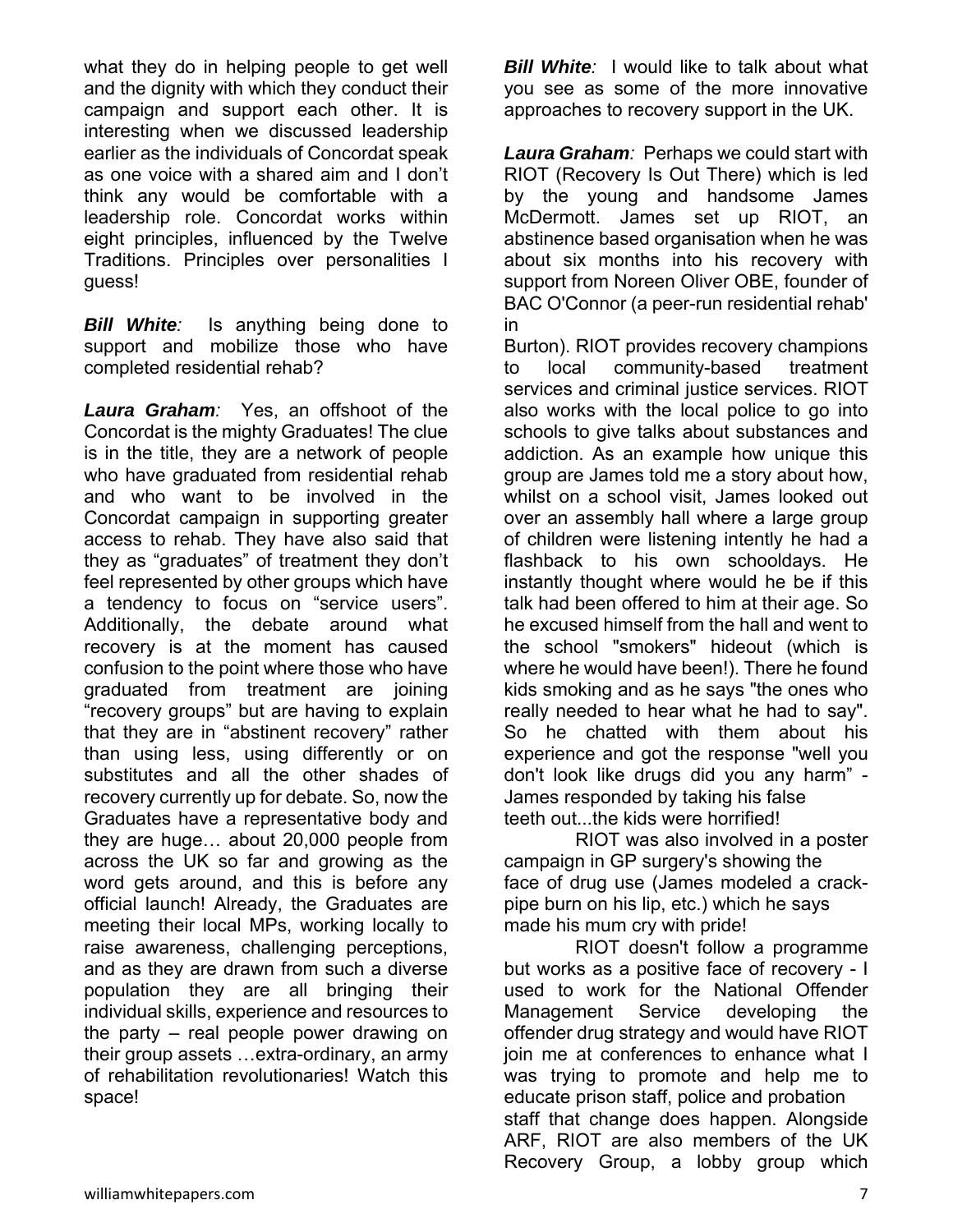what they do in helping people to get well and the dignity with which they conduct their campaign and support each other. It is interesting when we discussed leadership earlier as the individuals of Concordat speak as one voice with a shared aim and I don't think any would be comfortable with a leadership role. Concordat works within eight principles, influenced by the Twelve Traditions. Principles over personalities I guess!

***Bill White**:* Is anything being done to support and mobilize those who have completed residential rehab?

***Laura Graham**:* Yes, an offshoot of the Concordat is the mighty Graduates! The clue is in the title, they are a network of people who have graduated from residential rehab and who want to be involved in the Concordat campaign in supporting greater access to rehab. They have also said that they as "graduates" of treatment they don't feel represented by other groups which have a tendency to focus on "service users". Additionally, the debate around what recovery is at the moment has caused confusion to the point where those who have graduated from treatment are joining "recovery groups" but are having to explain that they are in "abstinent recovery" rather than using less, using differently or on substitutes and all the other shades of recovery currently up for debate. So, now the Graduates have a representative body and they are huge… about 20,000 people from across the UK so far and growing as the word gets around, and this is before any official launch! Already, the Graduates are meeting their local MPs, working locally to raise awareness, challenging perceptions, and as they are drawn from such a diverse population they are all bringing their individual skills, experience and resources to the party – real people power drawing on their group assets …extra-ordinary, an army of rehabilitation revolutionaries! Watch this space!

***Bill White**:* I would like to talk about what you see as some of the more innovative approaches to recovery support in the UK.

***Laura Graham**:* Perhaps we could start with RIOT (Recovery Is Out There) which is led by the young and handsome James McDermott. James set up RIOT, an abstinence based organisation when he was about six months into his recovery with support from Noreen Oliver OBE, founder of BAC O'Connor (a peer-run residential rehab' in Burton). RIOT provides recovery champions to local community-based treatment services and criminal justice services. RIOT also works with the local police to go into schools to give talks about substances and addiction. As an example how unique this group are James told me a story about how, whilst on a school visit, James looked out over an assembly hall where a large group of children were listening intently he had a flashback to his own schooldays. He instantly thought where would he be if this talk had been offered to him at their age. So he excused himself from the hall and went to the school "smokers" hideout (which is where he would have been!). There he found kids smoking and as he says "the ones who really needed to hear what he had to say". So he chatted with them about his experience and got the response "well you don't look like drugs did you any harm" - James responded by taking his false teeth out...the kids were horrified!

RIOT was also involved in a poster campaign in GP surgery's showing the face of drug use (James modeled a crack-pipe burn on his lip, etc.) which he says made his mum cry with pride!

RIOT doesn't follow a programme but works as a positive face of recovery - I used to work for the National Offender Management Service developing the offender drug strategy and would have RIOT join me at conferences to enhance what I was trying to promote and help me to educate prison staff, police and probation staff that change does happen. Alongside ARF, RIOT are also members of the UK Recovery Group, a lobby group which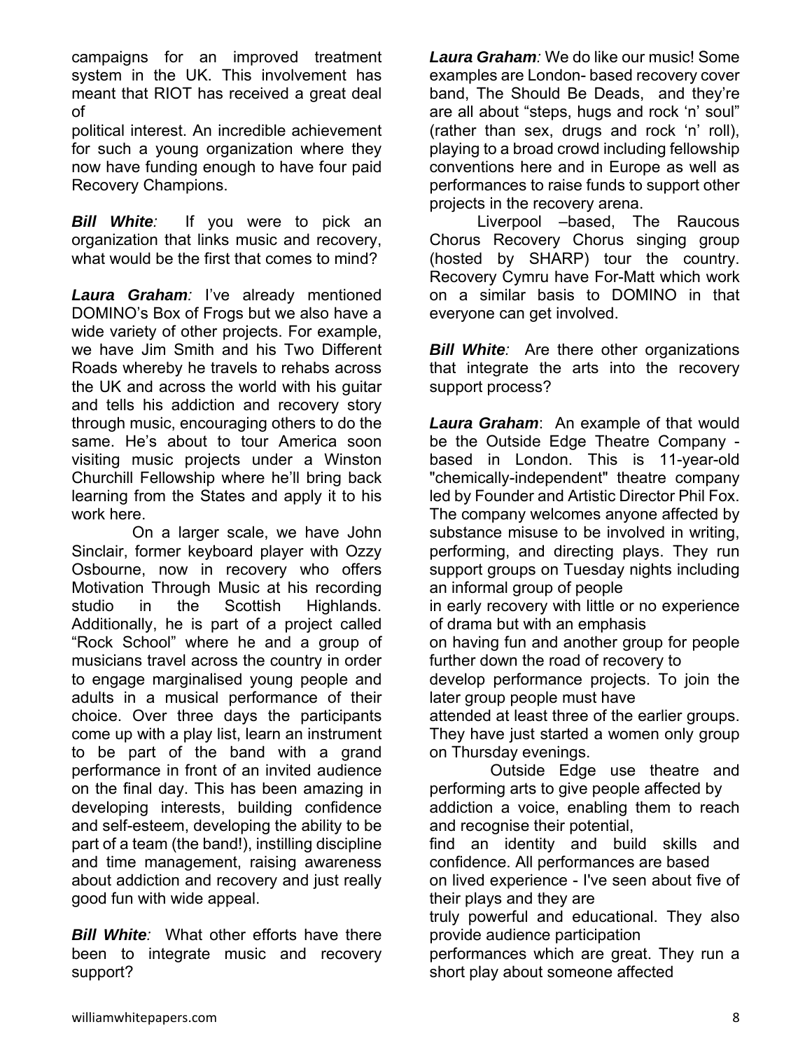campaigns for an improved treatment system in the UK. This involvement has meant that RIOT has received a great deal of political interest. An incredible achievement for such a young organization where they now have funding enough to have four paid Recovery Champions.

***Bill White**:* If you were to pick an organization that links music and recovery, what would be the first that comes to mind?

***Laura Graham**:* I've already mentioned DOMINO's Box of Frogs but we also have a wide variety of other projects. For example, we have Jim Smith and his Two Different Roads whereby he travels to rehabs across the UK and across the world with his guitar and tells his addiction and recovery story through music, encouraging others to do the same. He's about to tour America soon visiting music projects under a Winston Churchill Fellowship where he'll bring back learning from the States and apply it to his work here.

On a larger scale, we have John Sinclair, former keyboard player with Ozzy Osbourne, now in recovery who offers Motivation Through Music at his recording studio in the Scottish Highlands. Additionally, he is part of a project called "Rock School" where he and a group of musicians travel across the country in order to engage marginalised young people and adults in a musical performance of their choice. Over three days the participants come up with a play list, learn an instrument to be part of the band with a grand performance in front of an invited audience on the final day. This has been amazing in developing interests, building confidence and self-esteem, developing the ability to be part of a team (the band!), instilling discipline and time management, raising awareness about addiction and recovery and just really good fun with wide appeal.

***Bill White**:* What other efforts have there been to integrate music and recovery support?

***Laura Graham**:* We do like our music! Some examples are London- based recovery cover band, The Should Be Deads, and they're are all about "steps, hugs and rock 'n' soul" (rather than sex, drugs and rock 'n' roll), playing to a broad crowd including fellowship conventions here and in Europe as well as performances to raise funds to support other projects in the recovery arena.

Liverpool –based, The Raucous Chorus Recovery Chorus singing group (hosted by SHARP) tour the country. Recovery Cymru have For-Matt which work on a similar basis to DOMINO in that everyone can get involved.

***Bill White**:* Are there other organizations that integrate the arts into the recovery support process?

***Laura Graham***: An example of that would be the Outside Edge Theatre Company - based in London. This is 11-year-old "chemically-independent" theatre company led by Founder and Artistic Director Phil Fox. The company welcomes anyone affected by substance misuse to be involved in writing, performing, and directing plays. They run support groups on Tuesday nights including an informal group of people in early recovery with little or no experience of drama but with an emphasis on having fun and another group for people further down the road of recovery to develop performance projects. To join the later group people must have attended at least three of the earlier groups. They have just started a women only group on Thursday evenings.

Outside Edge use theatre and performing arts to give people affected by addiction a voice, enabling them to reach and recognise their potential, find an identity and build skills and confidence. All performances are based on lived experience - I've seen about five of their plays and they are truly powerful and educational. They also provide audience participation performances which are great. They run a short play about someone affected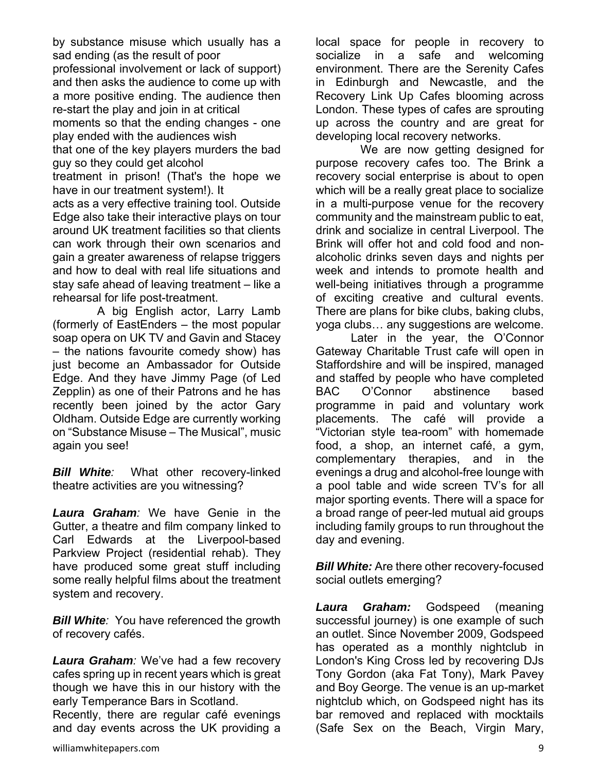by substance misuse which usually has a sad ending (as the result of poor professional involvement or lack of support) and then asks the audience to come up with a more positive ending. The audience then re-start the play and join in at critical moments so that the ending changes - one play ended with the audiences wish that one of the key players murders the bad guy so they could get alcohol treatment in prison! (That's the hope we have in our treatment system!). It acts as a very effective training tool. Outside Edge also take their interactive plays on tour around UK treatment facilities so that clients can work through their own scenarios and gain a greater awareness of relapse triggers and how to deal with real life situations and stay safe ahead of leaving treatment – like a rehearsal for life post-treatment.

A big English actor, Larry Lamb (formerly of EastEnders – the most popular soap opera on UK TV and Gavin and Stacey – the nations favourite comedy show) has just become an Ambassador for Outside Edge. And they have Jimmy Page (of Led Zepplin) as one of their Patrons and he has recently been joined by the actor Gary Oldham. Outside Edge are currently working on "Substance Misuse – The Musical", music again you see!

***Bill White**:* What other recovery-linked theatre activities are you witnessing?

***Laura Graham**:* We have Genie in the Gutter, a theatre and film company linked to Carl Edwards at the Liverpool-based Parkview Project (residential rehab). They have produced some great stuff including some really helpful films about the treatment system and recovery.

***Bill White**:* You have referenced the growth of recovery cafés.

***Laura Graham**:* We've had a few recovery cafes spring up in recent years which is great though we have this in our history with the early Temperance Bars in Scotland.

Recently, there are regular café evenings and day events across the UK providing a local space for people in recovery to socialize in a safe and welcoming environment. There are the Serenity Cafes in Edinburgh and Newcastle, and the Recovery Link Up Cafes blooming across London. These types of cafes are sprouting up across the country and are great for developing local recovery networks.

We are now getting designed for purpose recovery cafes too. The Brink a recovery social enterprise is about to open which will be a really great place to socialize in a multi-purpose venue for the recovery community and the mainstream public to eat, drink and socialize in central Liverpool. The Brink will offer hot and cold food and non-alcoholic drinks seven days and nights per week and intends to promote health and well-being initiatives through a programme of exciting creative and cultural events. There are plans for bike clubs, baking clubs, yoga clubs… any suggestions are welcome.

Later in the year, the O'Connor Gateway Charitable Trust cafe will open in Staffordshire and will be inspired, managed and staffed by people who have completed BAC O'Connor abstinence based programme in paid and voluntary work placements. The café will provide a "Victorian style tea-room" with homemade food, a shop, an internet café, a gym, complementary therapies, and in the evenings a drug and alcohol-free lounge with a pool table and wide screen TV's for all major sporting events. There will a space for a broad range of peer-led mutual aid groups including family groups to run throughout the day and evening.

***Bill White:*** Are there other recovery-focused social outlets emerging?

***Laura Graham:*** Godspeed (meaning successful journey) is one example of such an outlet. Since November 2009, Godspeed has operated as a monthly nightclub in London's King Cross led by recovering DJs Tony Gordon (aka Fat Tony), Mark Pavey and Boy George. The venue is an up-market nightclub which, on Godspeed night has its bar removed and replaced with mocktails (Safe Sex on the Beach, Virgin Mary,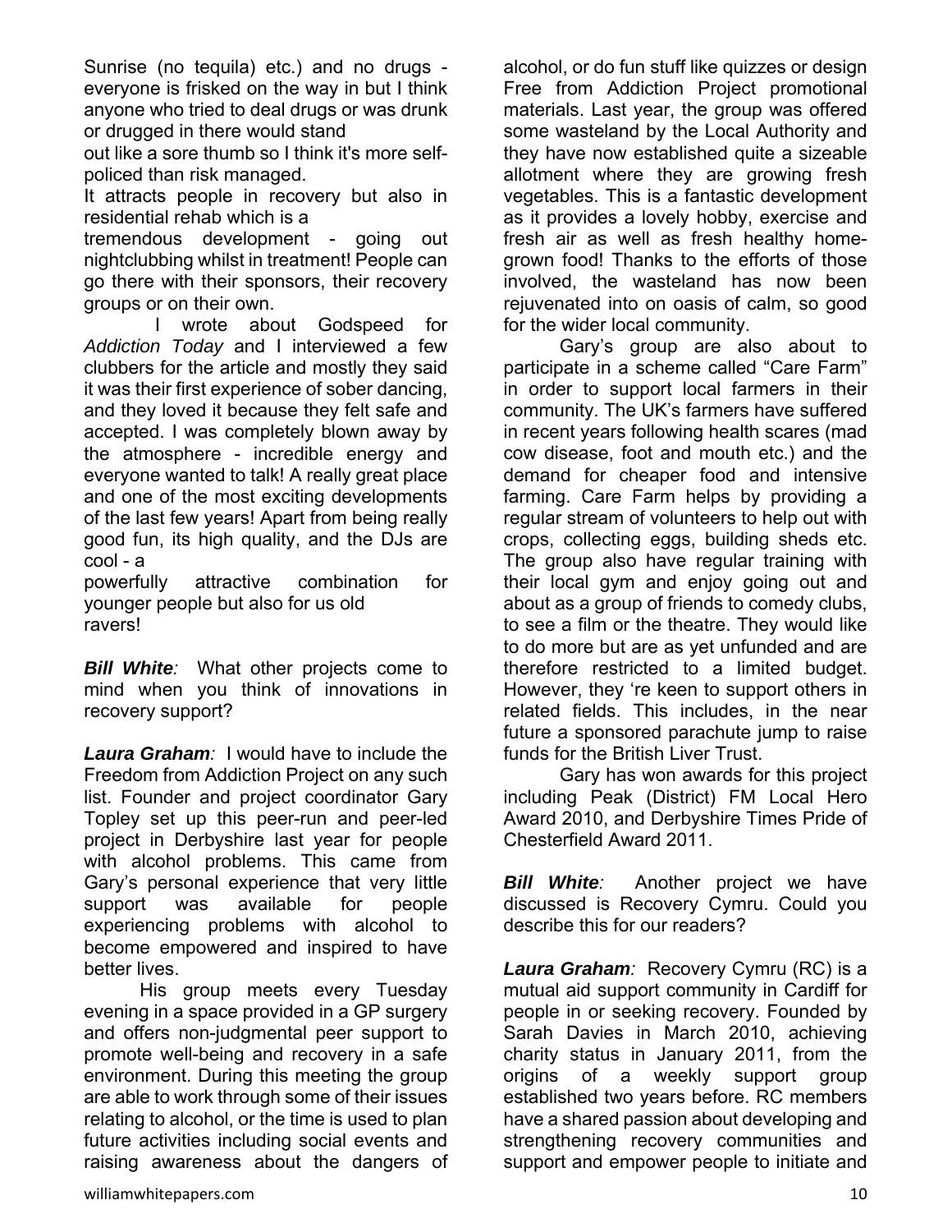Sunrise (no tequila) etc.) and no drugs - everyone is frisked on the way in but I think anyone who tried to deal drugs or was drunk or drugged in there would stand out like a sore thumb so I think it's more self-policed than risk managed.

It attracts people in recovery but also in residential rehab which is a tremendous development - going out nightclubbing whilst in treatment! People can go there with their sponsors, their recovery groups or on their own.

I wrote about Godspeed for *Addiction Today* and I interviewed a few clubbers for the article and mostly they said it was their first experience of sober dancing, and they loved it because they felt safe and accepted. I was completely blown away by the atmosphere - incredible energy and everyone wanted to talk! A really great place and one of the most exciting developments of the last few years! Apart from being really good fun, its high quality, and the DJs are cool - a powerfully attractive combination for younger people but also for us old ravers!

***Bill White**:* What other projects come to mind when you think of innovations in recovery support?

***Laura Graham**:* I would have to include the Freedom from Addiction Project on any such list. Founder and project coordinator Gary Topley set up this peer-run and peer-led project in Derbyshire last year for people with alcohol problems. This came from Gary's personal experience that very little support was available for people experiencing problems with alcohol to become empowered and inspired to have better lives.

His group meets every Tuesday evening in a space provided in a GP surgery and offers non-judgmental peer support to promote well-being and recovery in a safe environment. During this meeting the group are able to work through some of their issues relating to alcohol, or the time is used to plan future activities including social events and raising awareness about the dangers of alcohol, or do fun stuff like quizzes or design Free from Addiction Project promotional materials. Last year, the group was offered some wasteland by the Local Authority and they have now established quite a sizeable allotment where they are growing fresh vegetables. This is a fantastic development as it provides a lovely hobby, exercise and fresh air as well as fresh healthy home-grown food! Thanks to the efforts of those involved, the wasteland has now been rejuvenated into on oasis of calm, so good for the wider local community.

Gary's group are also about to participate in a scheme called "Care Farm" in order to support local farmers in their community. The UK's farmers have suffered in recent years following health scares (mad cow disease, foot and mouth etc.) and the demand for cheaper food and intensive farming. Care Farm helps by providing a regular stream of volunteers to help out with crops, collecting eggs, building sheds etc. The group also have regular training with their local gym and enjoy going out and about as a group of friends to comedy clubs, to see a film or the theatre. They would like to do more but are as yet unfunded and are therefore restricted to a limited budget. However, they 're keen to support others in related fields. This includes, in the near future a sponsored parachute jump to raise funds for the British Liver Trust.

Gary has won awards for this project including Peak (District) FM Local Hero Award 2010, and Derbyshire Times Pride of Chesterfield Award 2011.

***Bill White**:* Another project we have discussed is Recovery Cymru. Could you describe this for our readers?

***Laura Graham**:* Recovery Cymru (RC) is a mutual aid support community in Cardiff for people in or seeking recovery. Founded by Sarah Davies in March 2010, achieving charity status in January 2011, from the origins of a weekly support group established two years before. RC members have a shared passion about developing and strengthening recovery communities and support and empower people to initiate and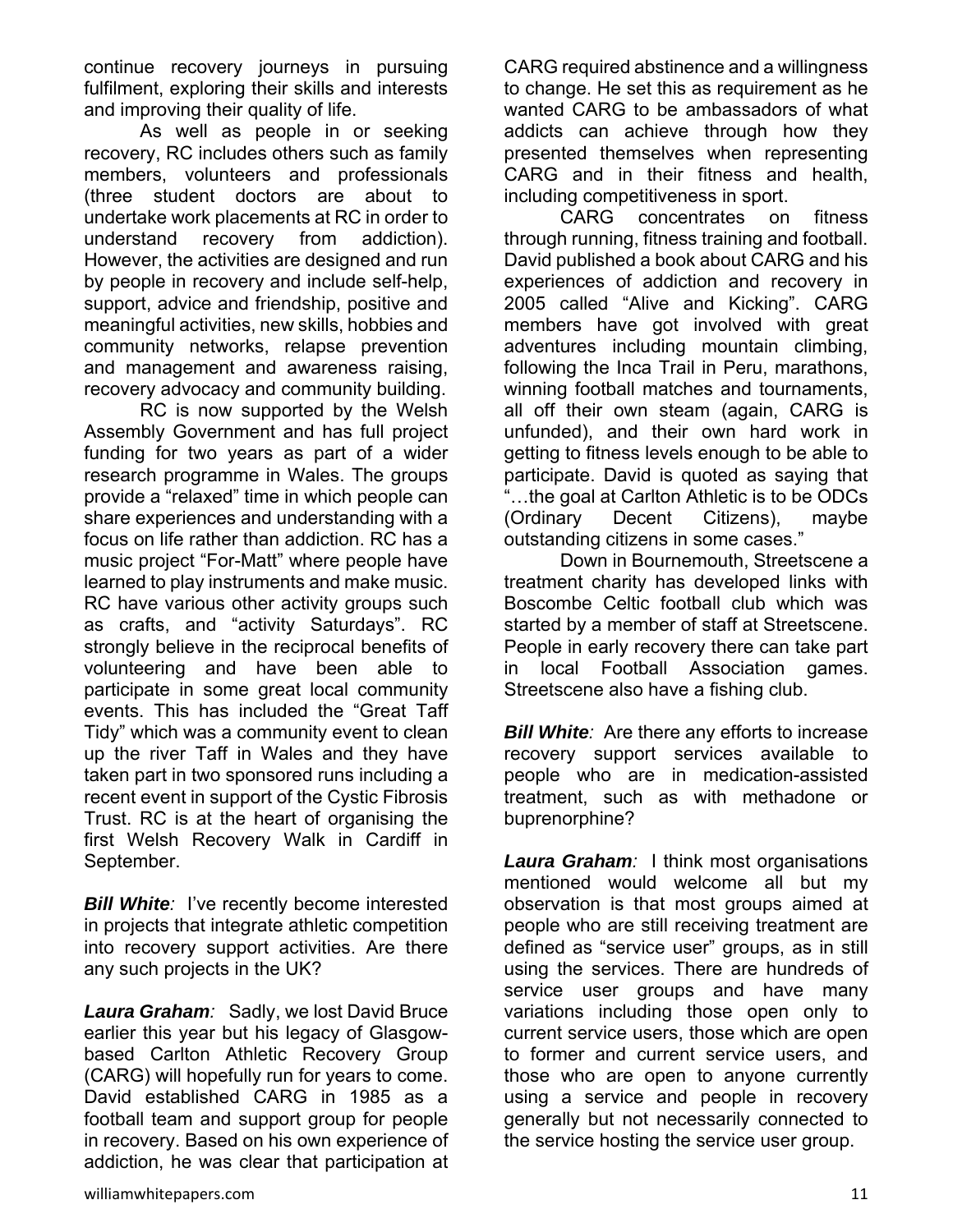continue recovery journeys in pursuing fulfilment, exploring their skills and interests and improving their quality of life.

As well as people in or seeking recovery, RC includes others such as family members, volunteers and professionals (three student doctors are about to undertake work placements at RC in order to understand recovery from addiction). However, the activities are designed and run by people in recovery and include self-help, support, advice and friendship, positive and meaningful activities, new skills, hobbies and community networks, relapse prevention and management and awareness raising, recovery advocacy and community building.

RC is now supported by the Welsh Assembly Government and has full project funding for two years as part of a wider research programme in Wales. The groups provide a "relaxed" time in which people can share experiences and understanding with a focus on life rather than addiction. RC has a music project "For-Matt" where people have learned to play instruments and make music. RC have various other activity groups such as crafts, and "activity Saturdays". RC strongly believe in the reciprocal benefits of volunteering and have been able to participate in some great local community events. This has included the "Great Taff Tidy" which was a community event to clean up the river Taff in Wales and they have taken part in two sponsored runs including a recent event in support of the Cystic Fibrosis Trust. RC is at the heart of organising the first Welsh Recovery Walk in Cardiff in September.

***Bill White**:* I've recently become interested in projects that integrate athletic competition into recovery support activities. Are there any such projects in the UK?

***Laura Graham**:* Sadly, we lost David Bruce earlier this year but his legacy of Glasgow-based Carlton Athletic Recovery Group (CARG) will hopefully run for years to come. David established CARG in 1985 as a football team and support group for people in recovery. Based on his own experience of addiction, he was clear that participation at CARG required abstinence and a willingness to change. He set this as requirement as he wanted CARG to be ambassadors of what addicts can achieve through how they presented themselves when representing CARG and in their fitness and health, including competitiveness in sport.

CARG concentrates on fitness through running, fitness training and football. David published a book about CARG and his experiences of addiction and recovery in 2005 called "Alive and Kicking". CARG members have got involved with great adventures including mountain climbing, following the Inca Trail in Peru, marathons, winning football matches and tournaments, all off their own steam (again, CARG is unfunded), and their own hard work in getting to fitness levels enough to be able to participate. David is quoted as saying that "…the goal at Carlton Athletic is to be ODCs (Ordinary Decent Citizens), maybe outstanding citizens in some cases."

Down in Bournemouth, Streetscene a treatment charity has developed links with Boscombe Celtic football club which was started by a member of staff at Streetscene. People in early recovery there can take part in local Football Association games. Streetscene also have a fishing club.

***Bill White**:* Are there any efforts to increase recovery support services available to people who are in medication-assisted treatment, such as with methadone or buprenorphine?

***Laura Graham**:* I think most organisations mentioned would welcome all but my observation is that most groups aimed at people who are still receiving treatment are defined as "service user" groups, as in still using the services. There are hundreds of service user groups and have many variations including those open only to current service users, those which are open to former and current service users, and those who are open to anyone currently using a service and people in recovery generally but not necessarily connected to the service hosting the service user group.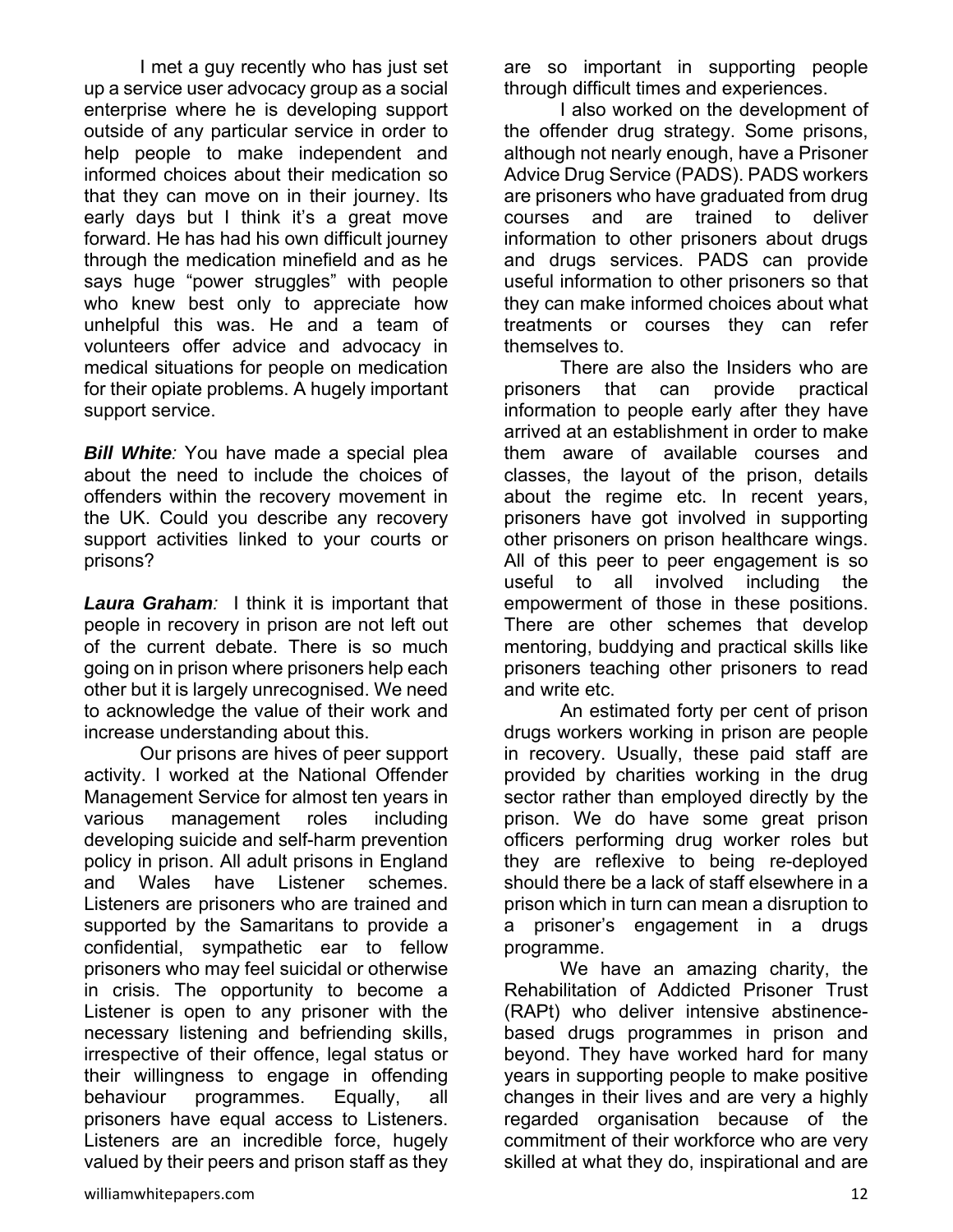I met a guy recently who has just set up a service user advocacy group as a social enterprise where he is developing support outside of any particular service in order to help people to make independent and informed choices about their medication so that they can move on in their journey. Its early days but I think it's a great move forward. He has had his own difficult journey through the medication minefield and as he says huge "power struggles" with people who knew best only to appreciate how unhelpful this was. He and a team of volunteers offer advice and advocacy in medical situations for people on medication for their opiate problems. A hugely important support service.

***Bill White**:* You have made a special plea about the need to include the choices of offenders within the recovery movement in the UK. Could you describe any recovery support activities linked to your courts or prisons?

***Laura Graham**:* I think it is important that people in recovery in prison are not left out of the current debate. There is so much going on in prison where prisoners help each other but it is largely unrecognised. We need to acknowledge the value of their work and increase understanding about this.

Our prisons are hives of peer support activity. I worked at the National Offender Management Service for almost ten years in various management roles including developing suicide and self-harm prevention policy in prison. All adult prisons in England and Wales have Listener schemes. Listeners are prisoners who are trained and supported by the Samaritans to provide a confidential, sympathetic ear to fellow prisoners who may feel suicidal or otherwise in crisis. The opportunity to become a Listener is open to any prisoner with the necessary listening and befriending skills, irrespective of their offence, legal status or their willingness to engage in offending behaviour programmes. Equally, all prisoners have equal access to Listeners. Listeners are an incredible force, hugely valued by their peers and prison staff as they are so important in supporting people through difficult times and experiences.

I also worked on the development of the offender drug strategy. Some prisons, although not nearly enough, have a Prisoner Advice Drug Service (PADS). PADS workers are prisoners who have graduated from drug courses and are trained to deliver information to other prisoners about drugs and drugs services. PADS can provide useful information to other prisoners so that they can make informed choices about what treatments or courses they can refer themselves to.

There are also the Insiders who are prisoners that can provide practical information to people early after they have arrived at an establishment in order to make them aware of available courses and classes, the layout of the prison, details about the regime etc. In recent years, prisoners have got involved in supporting other prisoners on prison healthcare wings. All of this peer to peer engagement is so useful to all involved including the empowerment of those in these positions. There are other schemes that develop mentoring, buddying and practical skills like prisoners teaching other prisoners to read and write etc.

An estimated forty per cent of prison drugs workers working in prison are people in recovery. Usually, these paid staff are provided by charities working in the drug sector rather than employed directly by the prison. We do have some great prison officers performing drug worker roles but they are reflexive to being re-deployed should there be a lack of staff elsewhere in a prison which in turn can mean a disruption to a prisoner's engagement in a drugs programme.

We have an amazing charity, the Rehabilitation of Addicted Prisoner Trust (RAPt) who deliver intensive abstinence-based drugs programmes in prison and beyond. They have worked hard for many years in supporting people to make positive changes in their lives and are very a highly regarded organisation because of the commitment of their workforce who are very skilled at what they do, inspirational and are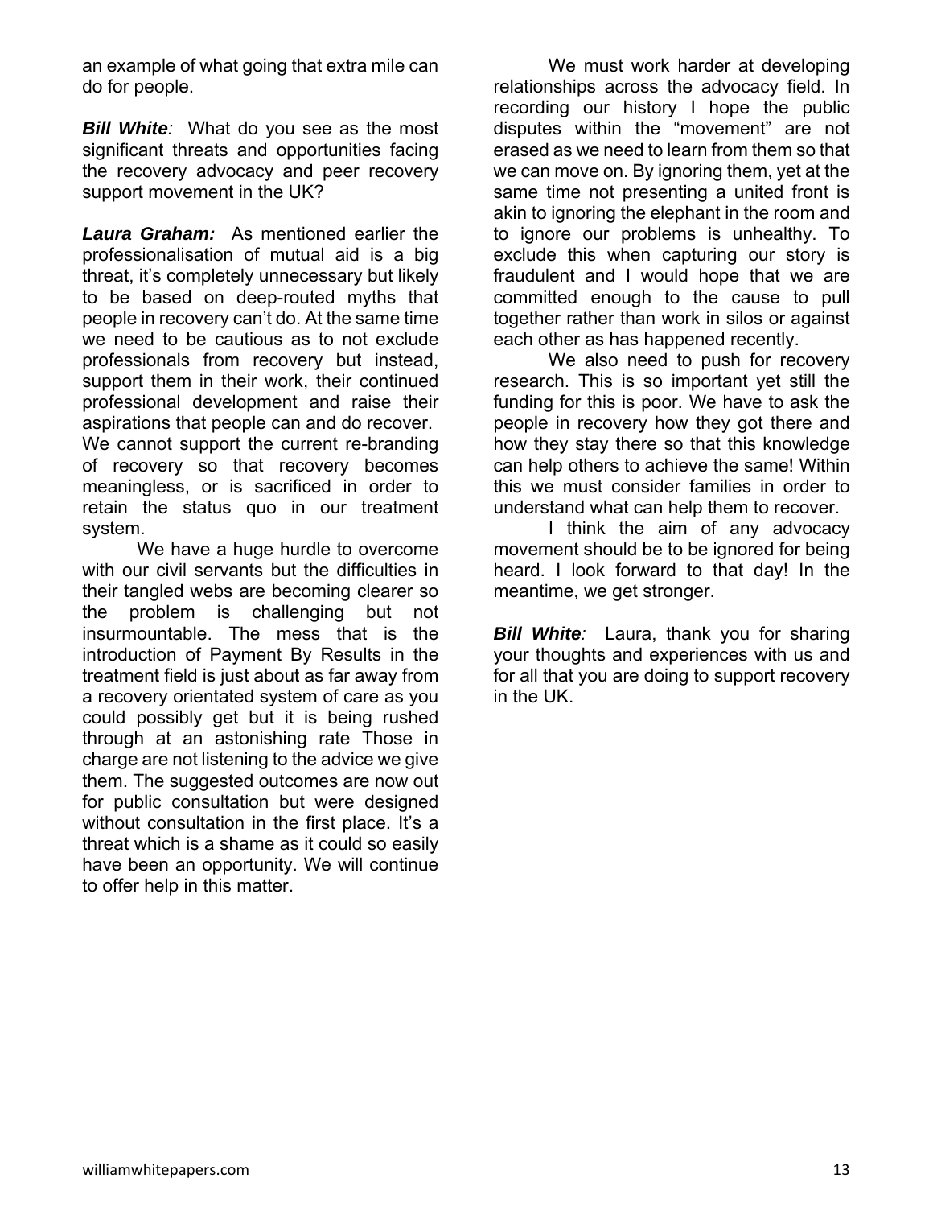an example of what going that extra mile can do for people.

***Bill White**:* What do you see as the most significant threats and opportunities facing the recovery advocacy and peer recovery support movement in the UK?

***Laura Graham:*** As mentioned earlier the professionalisation of mutual aid is a big threat, it's completely unnecessary but likely to be based on deep-routed myths that people in recovery can't do. At the same time we need to be cautious as to not exclude professionals from recovery but instead, support them in their work, their continued professional development and raise their aspirations that people can and do recover. We cannot support the current re-branding of recovery so that recovery becomes meaningless, or is sacrificed in order to retain the status quo in our treatment system.

We have a huge hurdle to overcome with our civil servants but the difficulties in their tangled webs are becoming clearer so the problem is challenging but not insurmountable. The mess that is the introduction of Payment By Results in the treatment field is just about as far away from a recovery orientated system of care as you could possibly get but it is being rushed through at an astonishing rate Those in charge are not listening to the advice we give them. The suggested outcomes are now out for public consultation but were designed without consultation in the first place. It's a threat which is a shame as it could so easily have been an opportunity. We will continue to offer help in this matter.

We must work harder at developing relationships across the advocacy field. In recording our history I hope the public disputes within the "movement" are not erased as we need to learn from them so that we can move on. By ignoring them, yet at the same time not presenting a united front is akin to ignoring the elephant in the room and to ignore our problems is unhealthy. To exclude this when capturing our story is fraudulent and I would hope that we are committed enough to the cause to pull together rather than work in silos or against each other as has happened recently.

We also need to push for recovery research. This is so important yet still the funding for this is poor. We have to ask the people in recovery how they got there and how they stay there so that this knowledge can help others to achieve the same! Within this we must consider families in order to understand what can help them to recover.

I think the aim of any advocacy movement should be to be ignored for being heard. I look forward to that day! In the meantime, we get stronger.

***Bill White**:* Laura, thank you for sharing your thoughts and experiences with us and for all that you are doing to support recovery in the UK.